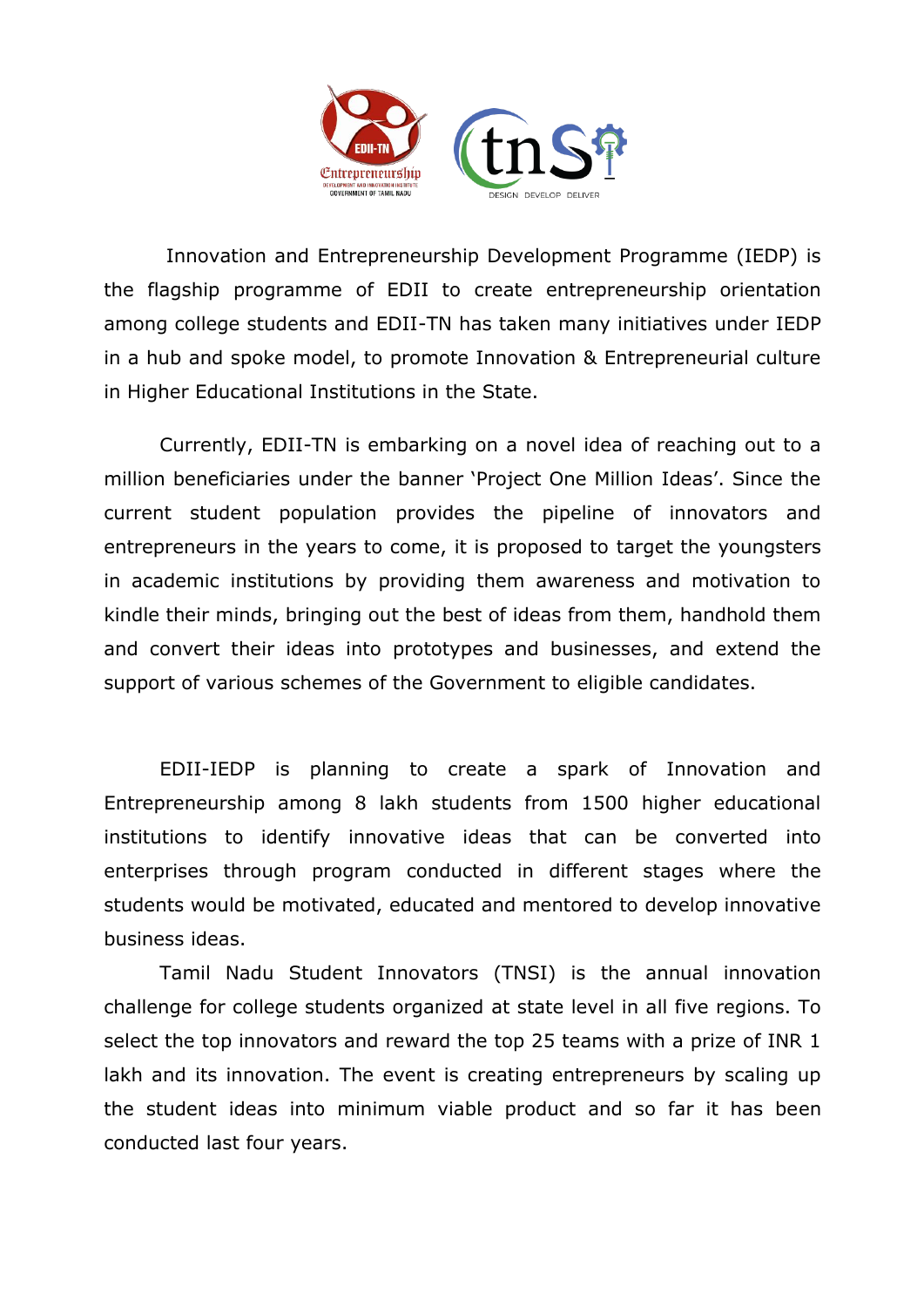Innovation and Entrepreneurship Development Programme (IEDP) is the flagship programme of EDII to create entrepreneurship orientation among college students and EDII-TN has taken many initiatives under IEDP in a hub and spoke model, to promote Innovation & Entrepreneurial culture in Higher Educational Institutions in the State.

Currently, EDII-TN is embarking on a novel idea of reaching out to a million beneficiaries under the banner 'Project One Million Ideas'. Since the current student population provides the pipeline of innovators and entrepreneurs in the years to come, it is proposed to target the youngsters in academic institutions by providing them awareness and motivation to kindle their minds, bringing out the best of ideas from them, handhold them and convert their ideas into prototypes and businesses, and extend the support of various schemes of the Government to eligible candidates.

EDII-IEDP is planning to create a spark of Innovation and Entrepreneurship among 8 lakh students from 1500 higher educational institutions to identify innovative ideas that can be converted into enterprises through program conducted in different stages where the students would be motivated, educated and mentored to develop innovative business ideas.

Tamil Nadu Student Innovators (TNSI) is the annual innovation challenge for college students organized at state level in all five regions. To select the top innovators and reward the top 25 teams with a prize of INR 1 lakh and its innovation. The event is creating entrepreneurs by scaling up the student ideas into minimum viable product and so far it has been conducted last four years.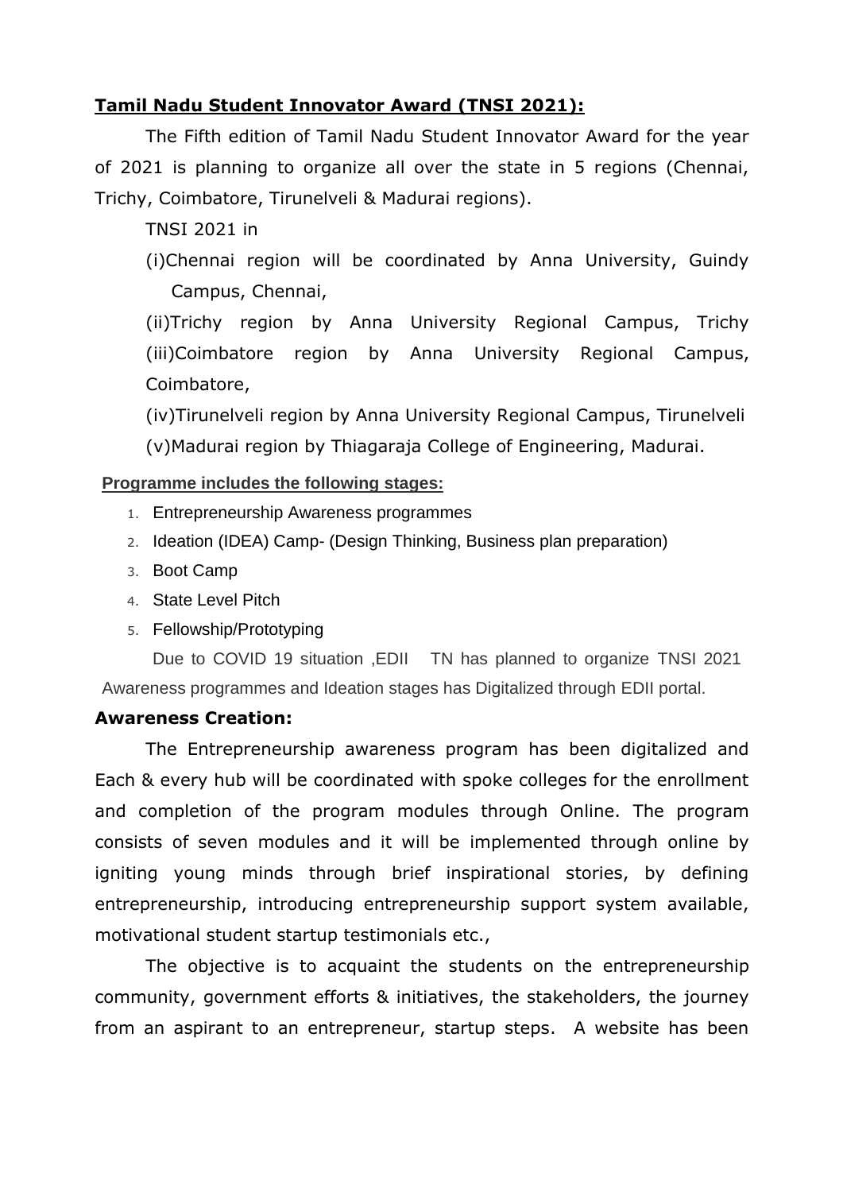**Tamil Nadu Student Innovator Award (TNSI 2021):**

The Fifth edition of Tamil Nadu Student Innovator Award for the year of 2021 is planning to organize all over the state in 5 regions (Chennai, Trichy, Coimbatore, Tirunelveli & Madurai regions).

TNSI 2021 in

(i)Chennai region will be coordinated by Anna University, Guindy Campus, Chennai,

(ii)Trichy region by Anna University Regional Campus, Trichy

(iii)Coimbatore region by Anna University Regional Campus, Coimbatore,

(iv)Tirunelveli region by Anna University Regional Campus, Tirunelveli

(v)Madurai region by Thiagaraja College of Engineering, Madurai.

**Programme includes the following stages:**

1. Entrepreneurship Awareness programmes
2. Ideation (IDEA) Camp- (Design Thinking, Business plan preparation)
3. Boot Camp
4. State Level Pitch
5. Fellowship/Prototyping

Due to COVID 19 situation ,EDII TN has planned to organize TNSI 2021 Awareness programmes and Ideation stages has Digitalized through EDII portal.

**Awareness Creation:**

The Entrepreneurship awareness program has been digitalized and Each & every hub will be coordinated with spoke colleges for the enrollment and completion of the program modules through Online. The program consists of seven modules and it will be implemented through online by igniting young minds through brief inspirational stories, by defining entrepreneurship, introducing entrepreneurship support system available, motivational student startup testimonials etc.,

The objective is to acquaint the students on the entrepreneurship community, government efforts & initiatives, the stakeholders, the journey from an aspirant to an entrepreneur, startup steps. A website has been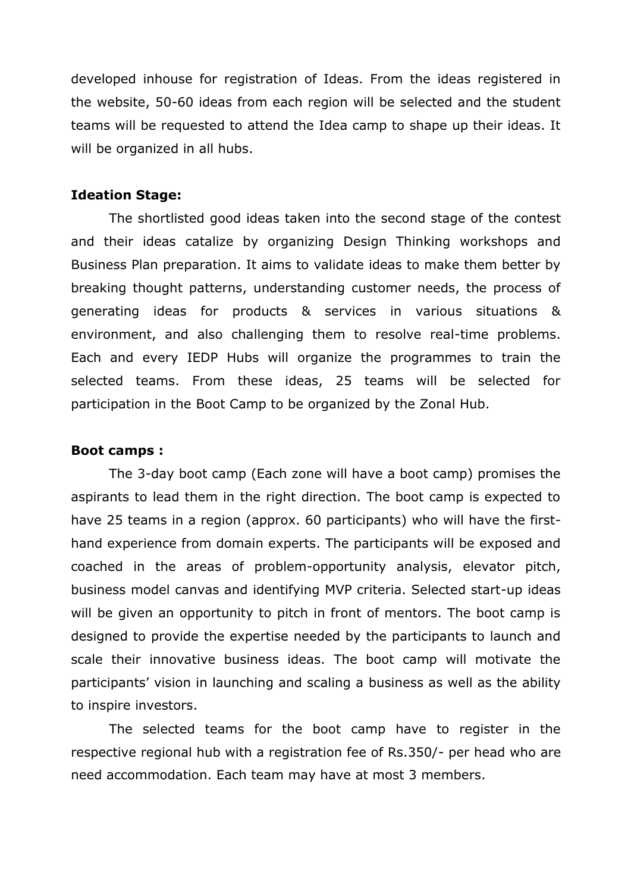developed inhouse for registration of Ideas. From the ideas registered in the website, 50-60 ideas from each region will be selected and the student teams will be requested to attend the Idea camp to shape up their ideas. It will be organized in all hubs.

**Ideation Stage:**

The shortlisted good ideas taken into the second stage of the contest and their ideas catalize by organizing Design Thinking workshops and Business Plan preparation. It aims to validate ideas to make them better by breaking thought patterns, understanding customer needs, the process of generating ideas for products & services in various situations & environment, and also challenging them to resolve real-time problems. Each and every IEDP Hubs will organize the programmes to train the selected teams. From these ideas, 25 teams will be selected for participation in the Boot Camp to be organized by the Zonal Hub.

**Boot camps :**

The 3-day boot camp (Each zone will have a boot camp) promises the aspirants to lead them in the right direction. The boot camp is expected to have 25 teams in a region (approx. 60 participants) who will have the first-hand experience from domain experts. The participants will be exposed and coached in the areas of problem-opportunity analysis, elevator pitch, business model canvas and identifying MVP criteria. Selected start-up ideas will be given an opportunity to pitch in front of mentors. The boot camp is designed to provide the expertise needed by the participants to launch and scale their innovative business ideas. The boot camp will motivate the participants' vision in launching and scaling a business as well as the ability to inspire investors.

The selected teams for the boot camp have to register in the respective regional hub with a registration fee of Rs.350/- per head who are need accommodation. Each team may have at most 3 members.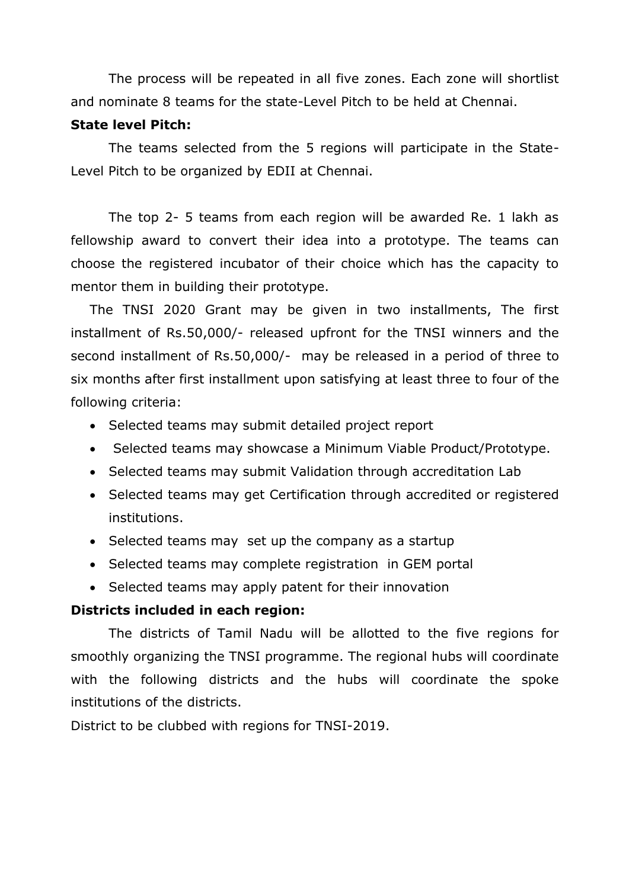The process will be repeated in all five zones. Each zone will shortlist and nominate 8 teams for the state-Level Pitch to be held at Chennai.

**State level Pitch:**

The teams selected from the 5 regions will participate in the State-Level Pitch to be organized by EDII at Chennai.

The top 2- 5 teams from each region will be awarded Re. 1 lakh as fellowship award to convert their idea into a prototype. The teams can choose the registered incubator of their choice which has the capacity to mentor them in building their prototype.

The TNSI 2020 Grant may be given in two installments, The first installment of Rs.50,000/- released upfront for the TNSI winners and the second installment of Rs.50,000/- may be released in a period of three to six months after first installment upon satisfying at least three to four of the following criteria:

- Selected teams may submit detailed project report
- Selected teams may showcase a Minimum Viable Product/Prototype.
- Selected teams may submit Validation through accreditation Lab
- Selected teams may get Certification through accredited or registered institutions.
- Selected teams may set up the company as a startup
- Selected teams may complete registration in GEM portal
- Selected teams may apply patent for their innovation

**Districts included in each region:**

The districts of Tamil Nadu will be allotted to the five regions for smoothly organizing the TNSI programme. The regional hubs will coordinate with the following districts and the hubs will coordinate the spoke institutions of the districts.

District to be clubbed with regions for TNSI-2019.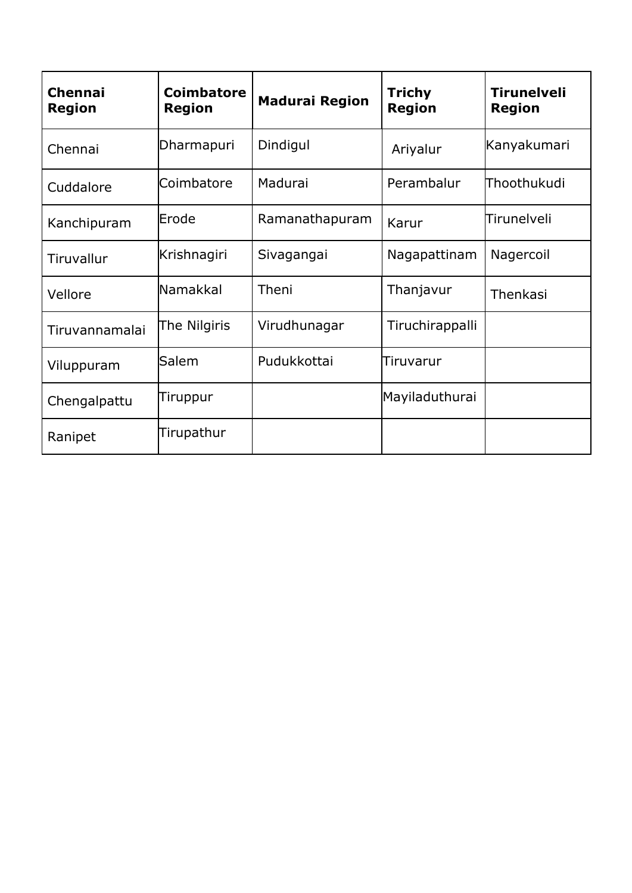| **Chennai Region** | **Coimbatore Region** | **Madurai Region** | **Trichy Region** | **Tirunelveli Region** |
|---|---|---|---|---|
| Chennai | Dharmapuri | Dindigul | Ariyalur | Kanyakumari |
| Cuddalore | Coimbatore | Madurai | Perambalur | Thoothukudi |
| Kanchipuram | Erode | Ramanathapuram | Karur | Tirunelveli |
| Tiruvallur | Krishnagiri | Sivagangai | Nagapattinam | Nagercoil |
| Vellore | Namakkal | Theni | Thanjavur | Thenkasi |
| Tiruvannamalai | The Nilgiris | Virudhunagar | Tiruchirappalli | |
| Viluppuram | Salem | Pudukkottai | Tiruvarur | |
| Chengalpattu | Tiruppur | | Mayiladuthurai | |
| Ranipet | Tirupathur | | | |